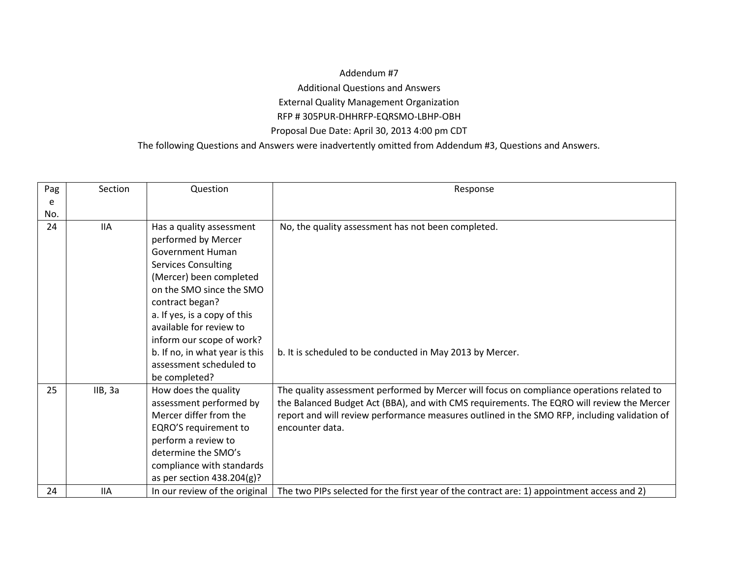Addendum #7

Additional Questions and Answers

External Quality Management Organization

RFP # 305PUR-DHHRFP-EQRSMO-LBHP-OBH

Proposal Due Date: April 30, 2013 4:00 pm CDT

The following Questions and Answers were inadvertently omitted from Addendum #3, Questions and Answers.

| Page No. | Section | Question | Response |
|---|---|---|---|
| 24 | IIA | Has a quality assessment performed by Mercer Government Human Services Consulting (Mercer) been completed on the SMO since the SMO contract began?<br>a. If yes, is a copy of this available for review to inform our scope of work?<br>b. If no, in what year is this assessment scheduled to be completed? | No, the quality assessment has not been completed.<br><br>b. It is scheduled to be conducted in May 2013 by Mercer. |
| 25 | IIB, 3a | How does the quality assessment performed by Mercer differ from the EQRO'S requirement to perform a review to determine the SMO's compliance with standards as per section 438.204(g)? | The quality assessment performed by Mercer will focus on compliance operations related to the Balanced Budget Act (BBA), and with CMS requirements. The EQRO will review the Mercer report and will review performance measures outlined in the SMO RFP, including validation of encounter data. |
| 24 | IIA | In our review of the original | The two PIPs selected for the first year of the contract are: 1) appointment access and 2) |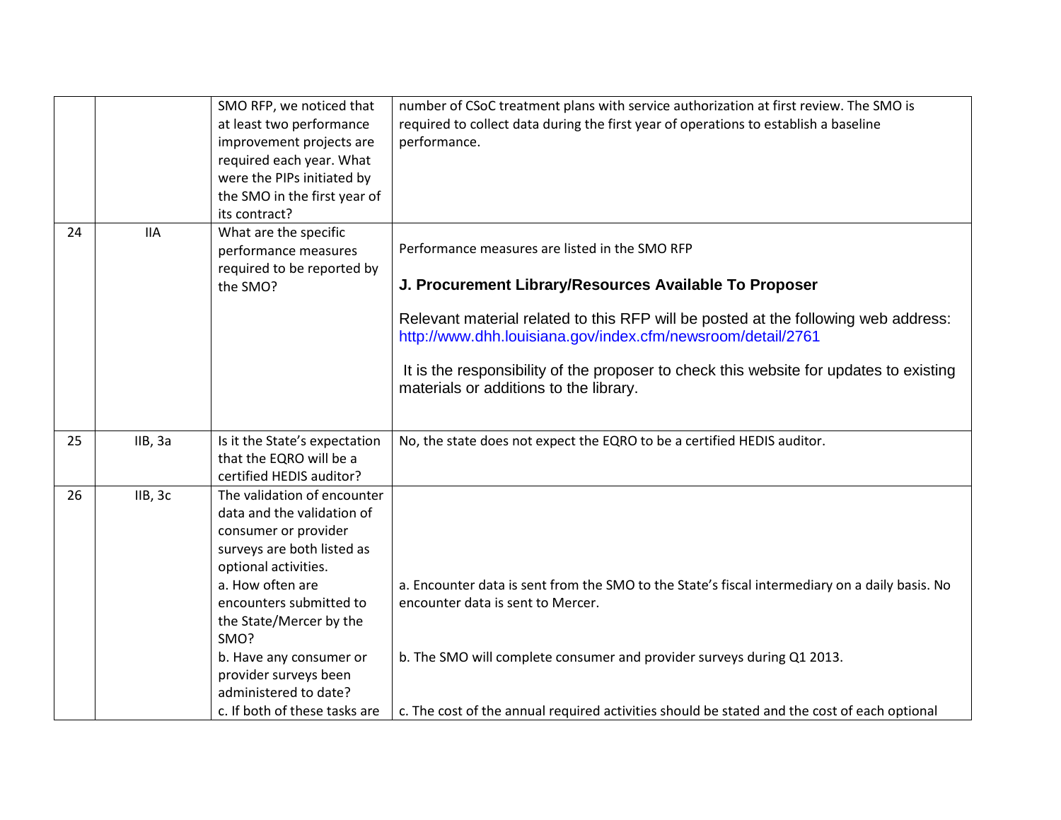| | | | |
|---|---|---|---|
| | | SMO RFP, we noticed that at least two performance improvement projects are required each year. What were the PIPs initiated by the SMO in the first year of its contract? | number of CSoC treatment plans with service authorization at first review. The SMO is required to collect data during the first year of operations to establish a baseline performance. |
| 24 | IIA | What are the specific performance measures required to be reported by the SMO? | Performance measures are listed in the SMO RFP<br><br>**J. Procurement Library/Resources Available To Proposer**<br><br>Relevant material related to this RFP will be posted at the following web address: http://www.dhh.louisiana.gov/index.cfm/newsroom/detail/2761<br><br>It is the responsibility of the proposer to check this website for updates to existing materials or additions to the library. |
| 25 | IIB, 3a | Is it the State's expectation that the EQRO will be a certified HEDIS auditor? | No, the state does not expect the EQRO to be a certified HEDIS auditor. |
| 26 | IIB, 3c | The validation of encounter data and the validation of consumer or provider surveys are both listed as optional activities.<br>a. How often are encounters submitted to the State/Mercer by the SMO?<br>b. Have any consumer or provider surveys been administered to date?<br>c. If both of these tasks are | a. Encounter data is sent from the SMO to the State's fiscal intermediary on a daily basis. No encounter data is sent to Mercer.<br><br>b. The SMO will complete consumer and provider surveys during Q1 2013.<br><br>c. The cost of the annual required activities should be stated and the cost of each optional |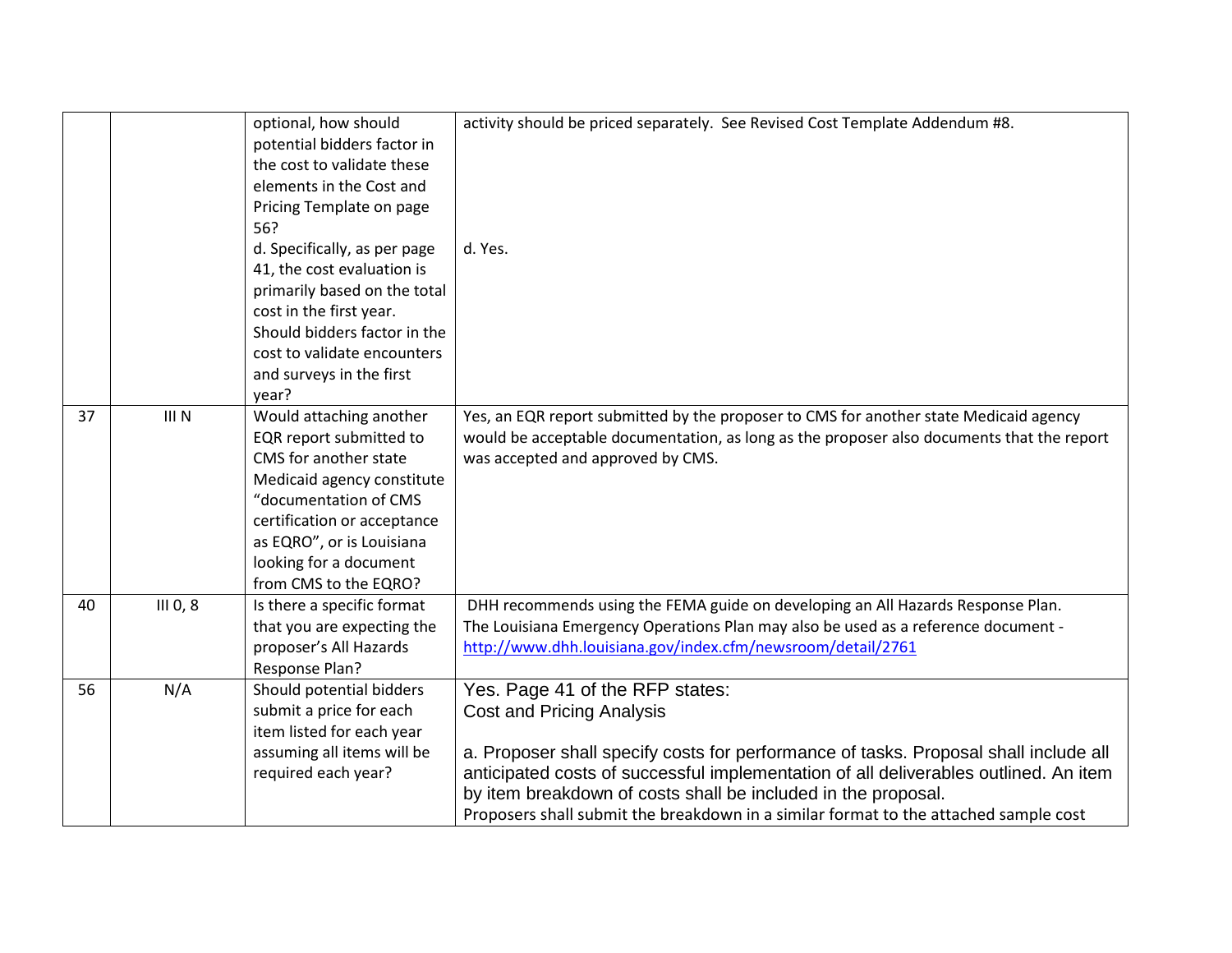| | | | |
|---|---|---|---|
| | | optional, how should potential bidders factor in the cost to validate these elements in the Cost and Pricing Template on page 56?<br>d. Specifically, as per page 41, the cost evaluation is primarily based on the total cost in the first year. Should bidders factor in the cost to validate encounters and surveys in the first year? | activity should be priced separately. See Revised Cost Template Addendum #8.<br><br>d. Yes. |
| 37 | III N | Would attaching another EQR report submitted to CMS for another state Medicaid agency constitute "documentation of CMS certification or acceptance as EQRO", or is Louisiana looking for a document from CMS to the EQRO? | Yes, an EQR report submitted by the proposer to CMS for another state Medicaid agency would be acceptable documentation, as long as the proposer also documents that the report was accepted and approved by CMS. |
| 40 | III 0, 8 | Is there a specific format that you are expecting the proposer's All Hazards Response Plan? | DHH recommends using the FEMA guide on developing an All Hazards Response Plan. The Louisiana Emergency Operations Plan may also be used as a reference document - http://www.dhh.louisiana.gov/index.cfm/newsroom/detail/2761 |
| 56 | N/A | Should potential bidders submit a price for each item listed for each year assuming all items will be required each year? | Yes. Page 41 of the RFP states:<br>Cost and Pricing Analysis<br><br>a. Proposer shall specify costs for performance of tasks. Proposal shall include all anticipated costs of successful implementation of all deliverables outlined. An item by item breakdown of costs shall be included in the proposal.<br>Proposers shall submit the breakdown in a similar format to the attached sample cost |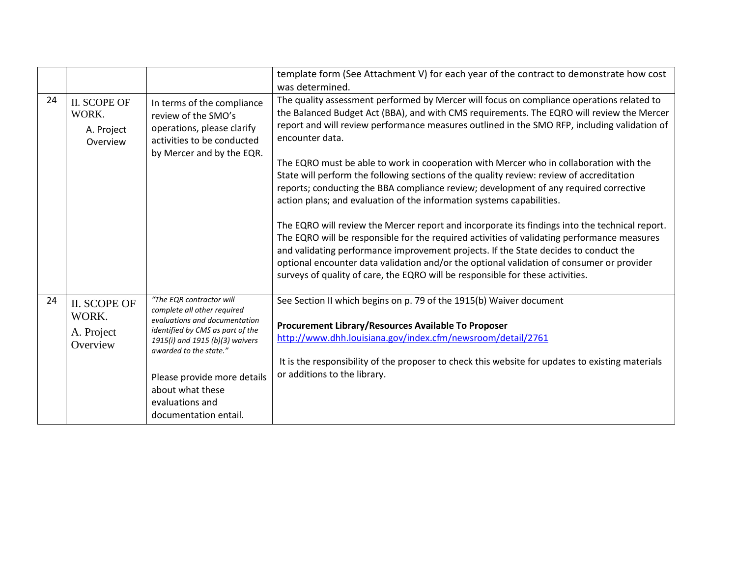| | | | |
|---|---|---|---|
| | | | template form (See Attachment V) for each year of the contract to demonstrate how cost was determined. |
| 24 | II. SCOPE OF WORK. A. Project Overview | In terms of the compliance review of the SMO's operations, please clarify activities to be conducted by Mercer and by the EQR. | The quality assessment performed by Mercer will focus on compliance operations related to the Balanced Budget Act (BBA), and with CMS requirements. The EQRO will review the Mercer report and will review performance measures outlined in the SMO RFP, including validation of encounter data.<br><br>The EQRO must be able to work in cooperation with Mercer who in collaboration with the State will perform the following sections of the quality review: review of accreditation reports; conducting the BBA compliance review; development of any required corrective action plans; and evaluation of the information systems capabilities.<br><br>The EQRO will review the Mercer report and incorporate its findings into the technical report. The EQRO will be responsible for the required activities of validating performance measures and validating performance improvement projects. If the State decides to conduct the optional encounter data validation and/or the optional validation of consumer or provider surveys of quality of care, the EQRO will be responsible for these activities. |
| 24 | II. SCOPE OF WORK. A. Project Overview | *"The EQR contractor will complete all other required evaluations and documentation identified by CMS as part of the 1915(i) and 1915 (b)(3) waivers awarded to the state."*<br><br>Please provide more details about what these evaluations and documentation entail. | See Section II which begins on p. 79 of the 1915(b) Waiver document<br><br>**Procurement Library/Resources Available To Proposer**<br>http://www.dhh.louisiana.gov/index.cfm/newsroom/detail/2761<br><br>It is the responsibility of the proposer to check this website for updates to existing materials or additions to the library. |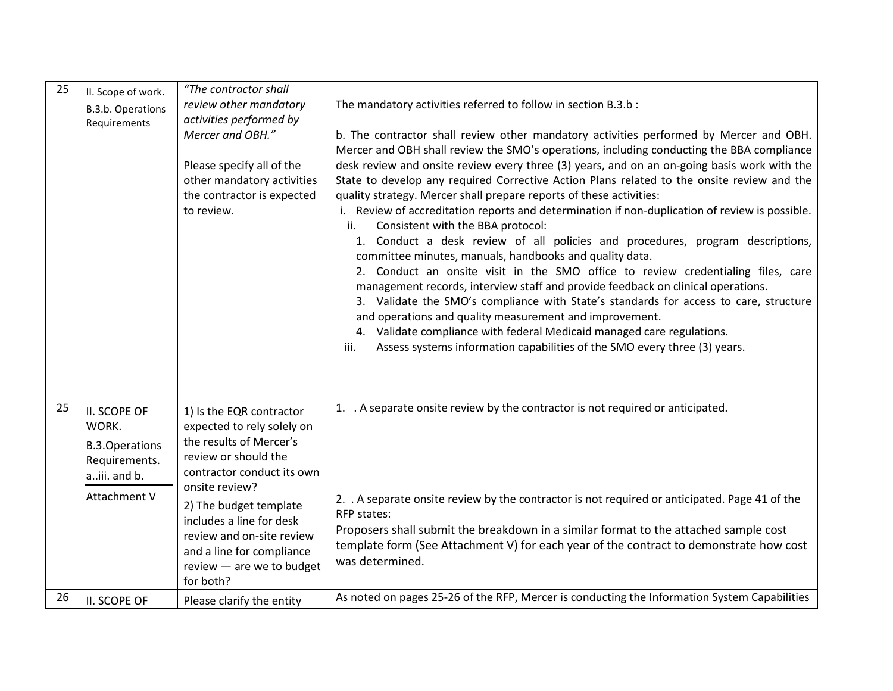| 25 | II. Scope of work. B.3.b. Operations Requirements | *"The contractor shall review other mandatory activities performed by Mercer and OBH."*<br><br>Please specify all of the other mandatory activities the contractor is expected to review. | The mandatory activities referred to follow in section B.3.b :<br><br>b. The contractor shall review other mandatory activities performed by Mercer and OBH. Mercer and OBH shall review the SMO's operations, including conducting the BBA compliance desk review and onsite review every three (3) years, and on an on-going basis work with the State to develop any required Corrective Action Plans related to the onsite review and the quality strategy. Mercer shall prepare reports of these activities:<br>i. Review of accreditation reports and determination if non-duplication of review is possible.<br>ii. Consistent with the BBA protocol:<br>1. Conduct a desk review of all policies and procedures, program descriptions, committee minutes, manuals, handbooks and quality data.<br>2. Conduct an onsite visit in the SMO office to review credentialing files, care management records, interview staff and provide feedback on clinical operations.<br>3. Validate the SMO's compliance with State's standards for access to care, structure and operations and quality measurement and improvement.<br>4. Validate compliance with federal Medicaid managed care regulations.<br>iii. Assess systems information capabilities of the SMO every three (3) years. |
|---|---|---|---|
| 25 | II. SCOPE OF WORK. B.3.Operations Requirements. a..iii. and b.<br><br>Attachment V | 1) Is the EQR contractor expected to rely solely on the results of Mercer's review or should the contractor conduct its own onsite review?<br>2) The budget template includes a line for desk review and on-site review and a line for compliance review — are we to budget for both? | 1. . A separate onsite review by the contractor is not required or anticipated.<br><br>2. . A separate onsite review by the contractor is not required or anticipated. Page 41 of the RFP states:<br>Proposers shall submit the breakdown in a similar format to the attached sample cost template form (See Attachment V) for each year of the contract to demonstrate how cost was determined. |
| 26 | II. SCOPE OF | Please clarify the entity | As noted on pages 25-26 of the RFP, Mercer is conducting the Information System Capabilities |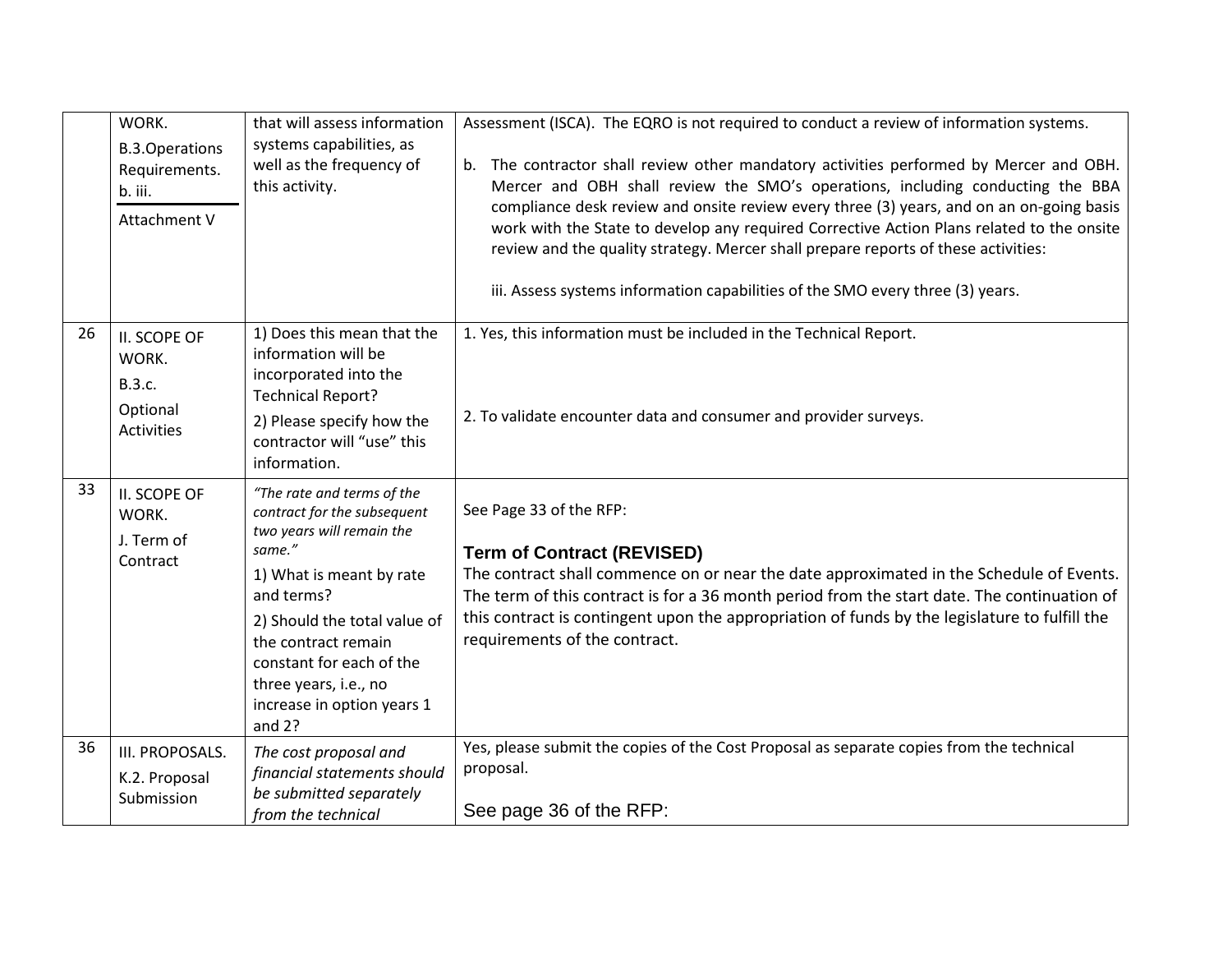| | | | |
|---|---|---|---|
| | WORK.<br>B.3.Operations Requirements.<br>b. iii.<br>Attachment V | that will assess information systems capabilities, as well as the frequency of this activity. | Assessment (ISCA). The EQRO is not required to conduct a review of information systems.<br><br>b. The contractor shall review other mandatory activities performed by Mercer and OBH. Mercer and OBH shall review the SMO's operations, including conducting the BBA compliance desk review and onsite review every three (3) years, and on an on-going basis work with the State to develop any required Corrective Action Plans related to the onsite review and the quality strategy. Mercer shall prepare reports of these activities:<br><br>iii. Assess systems information capabilities of the SMO every three (3) years. |
| 26 | II. SCOPE OF WORK.<br>B.3.c.<br>Optional Activities | 1) Does this mean that the information will be incorporated into the Technical Report?<br>2) Please specify how the contractor will "use" this information. | 1. Yes, this information must be included in the Technical Report.<br><br>2. To validate encounter data and consumer and provider surveys. |
| 33 | II. SCOPE OF WORK.<br>J. Term of Contract | *"The rate and terms of the contract for the subsequent two years will remain the same."*<br>1) What is meant by rate and terms?<br>2) Should the total value of the contract remain constant for each of the three years, i.e., no increase in option years 1 and 2? | See Page 33 of the RFP:<br><br>**Term of Contract (REVISED)**<br>The contract shall commence on or near the date approximated in the Schedule of Events. The term of this contract is for a 36 month period from the start date. The continuation of this contract is contingent upon the appropriation of funds by the legislature to fulfill the requirements of the contract. |
| 36 | III. PROPOSALS.<br>K.2. Proposal Submission | *The cost proposal and financial statements should be submitted separately from the technical* | Yes, please submit the copies of the Cost Proposal as separate copies from the technical proposal.<br><br>See page 36 of the RFP: |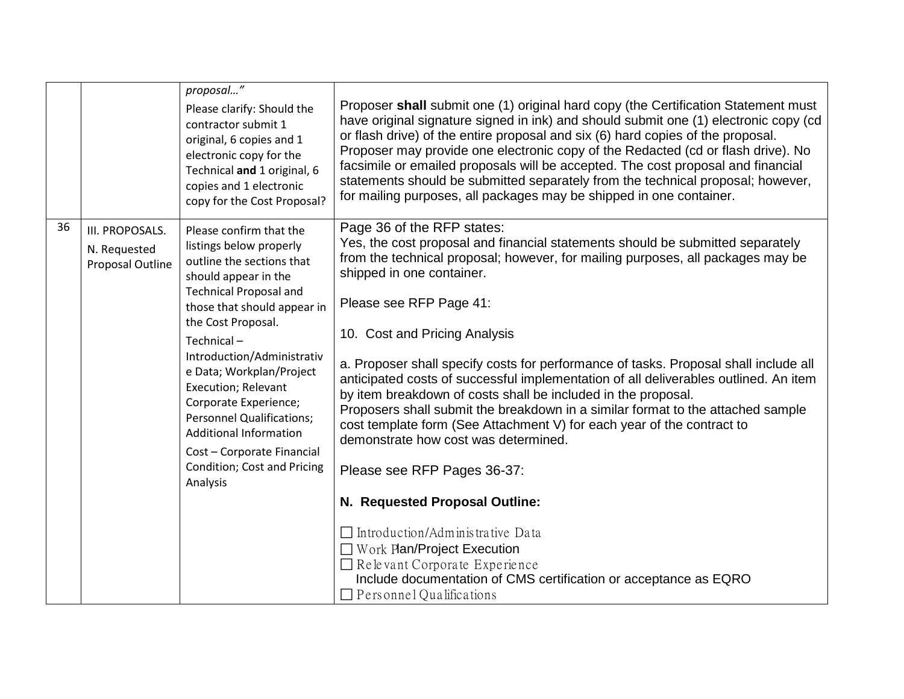| | | | |
|---|---|---|---|
| | | *proposal…"* <br><br> Please clarify: Should the contractor submit 1 original, 6 copies and 1 electronic copy for the Technical **and** 1 original, 6 copies and 1 electronic copy for the Cost Proposal? | Proposer **shall** submit one (1) original hard copy (the Certification Statement must have original signature signed in ink) and should submit one (1) electronic copy (cd or flash drive) of the entire proposal and six (6) hard copies of the proposal. Proposer may provide one electronic copy of the Redacted (cd or flash drive). No facsimile or emailed proposals will be accepted. The cost proposal and financial statements should be submitted separately from the technical proposal; however, for mailing purposes, all packages may be shipped in one container. |
| 36 | III. PROPOSALS. <br><br> N. Requested Proposal Outline | Please confirm that the listings below properly outline the sections that should appear in the Technical Proposal and those that should appear in the Cost Proposal. <br><br> Technical – Introduction/Administrative Data; Workplan/Project Execution; Relevant Corporate Experience; Personnel Qualifications; Additional Information <br><br> Cost – Corporate Financial Condition; Cost and Pricing Analysis | Page 36 of the RFP states: <br> Yes, the cost proposal and financial statements should be submitted separately from the technical proposal; however, for mailing purposes, all packages may be shipped in one container. <br><br> Please see RFP Page 41: <br><br> 10. Cost and Pricing Analysis <br><br> a. Proposer shall specify costs for performance of tasks. Proposal shall include all anticipated costs of successful implementation of all deliverables outlined. An item by item breakdown of costs shall be included in the proposal. <br> Proposers shall submit the breakdown in a similar format to the attached sample cost template form (See Attachment V) for each year of the contract to demonstrate how cost was determined. <br><br> Please see RFP Pages 36-37: <br><br> **N. Requested Proposal Outline:** <br><br> ☐ Introduction/Administrative Data <br> ☐ Work Plan/Project Execution <br> ☐ Relevant Corporate Experience <br> Include documentation of CMS certification or acceptance as EQRO <br> ☐ Personnel Qualifications |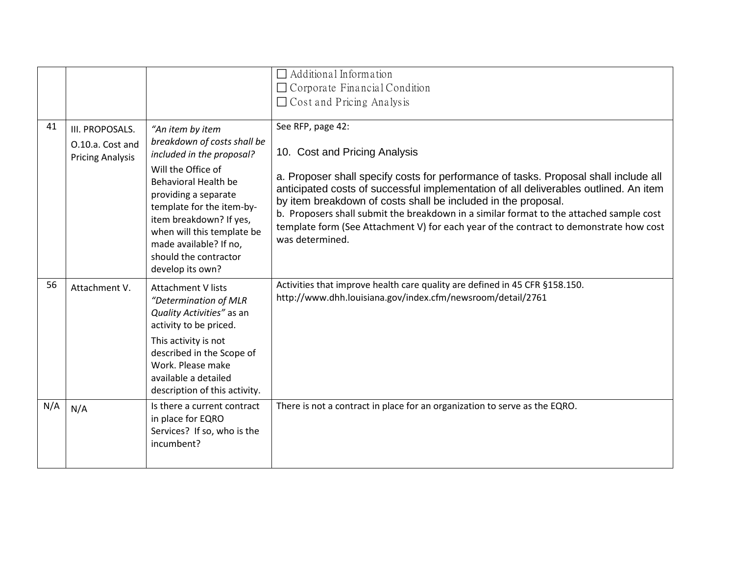| | | | |
|---|---|---|---|
| | | | ☐ Additional Information<br>☐ Corporate Financial Condition<br>☐ Cost and Pricing Analysis |
| 41 | III. PROPOSALS. O.10.a. Cost and Pricing Analysis | *"An item by item breakdown of costs shall be included in the proposal?*<br>Will the Office of Behavioral Health be providing a separate template for the item-by-item breakdown? If yes, when will this template be made available? If no, should the contractor develop its own? | See RFP, page 42:<br>10. Cost and Pricing Analysis<br>a. Proposer shall specify costs for performance of tasks. Proposal shall include all anticipated costs of successful implementation of all deliverables outlined. An item by item breakdown of costs shall be included in the proposal.<br>b. Proposers shall submit the breakdown in a similar format to the attached sample cost template form (See Attachment V) for each year of the contract to demonstrate how cost was determined. |
| 56 | Attachment V. | Attachment V lists *"Determination of MLR Quality Activities"* as an activity to be priced.<br>This activity is not described in the Scope of Work. Please make available a detailed description of this activity. | Activities that improve health care quality are defined in 45 CFR §158.150.<br>http://www.dhh.louisiana.gov/index.cfm/newsroom/detail/2761 |
| N/A | N/A | Is there a current contract in place for EQRO Services? If so, who is the incumbent? | There is not a contract in place for an organization to serve as the EQRO. |